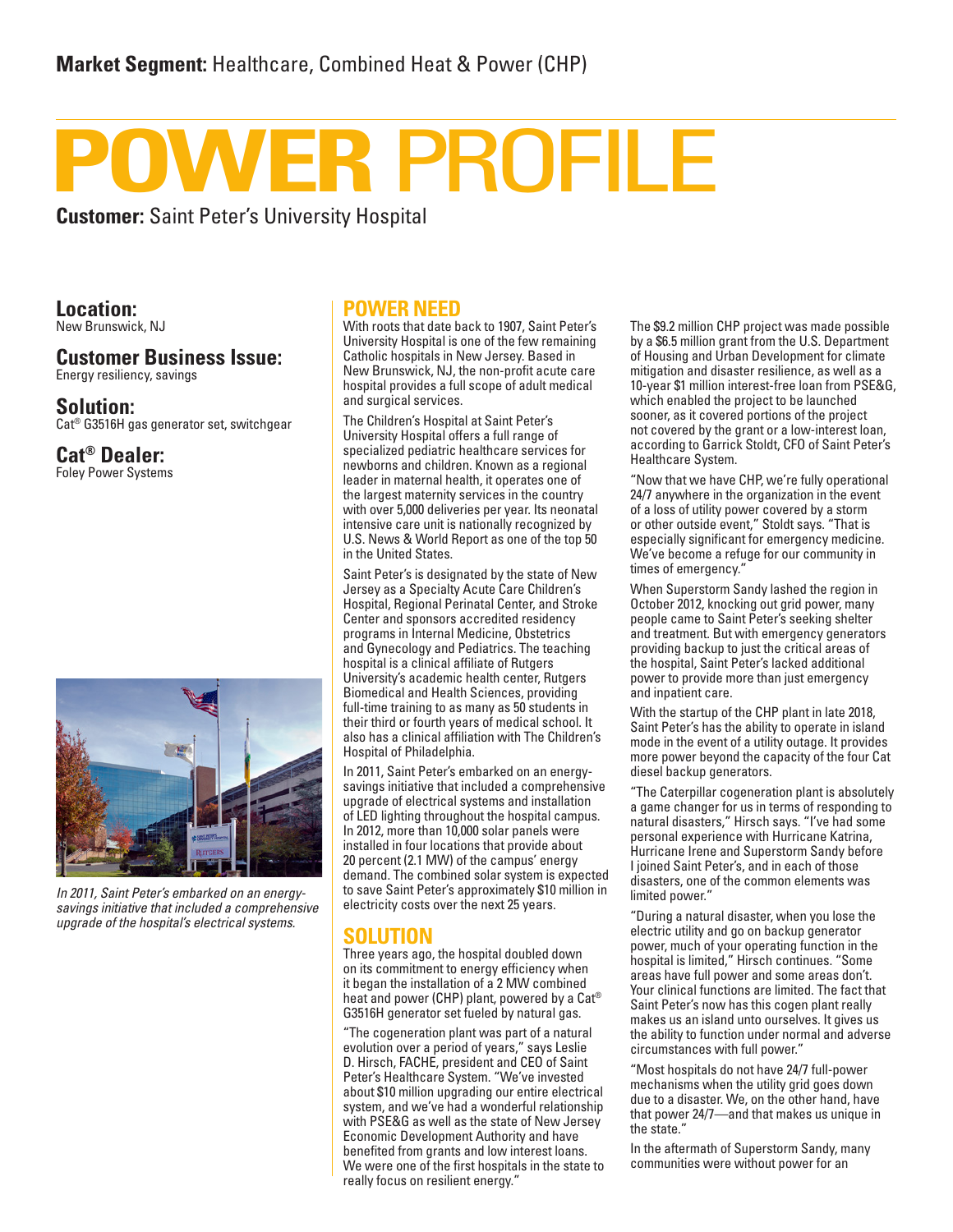**Market Segment:** Healthcare, Combined Heat & Power (CHP)

# POWER PROFILE

**Customer:** Saint Peter's University Hospital

## Location:
New Brunswick, NJ

## Customer Business Issue:
Energy resiliency, savings

## Solution:
Cat® G3516H gas generator set, switchgear

## Cat® Dealer:
Foley Power Systems

*In 2011, Saint Peter's embarked on an energy-savings initiative that included a comprehensive upgrade of the hospital's electrical systems.*

## POWER NEED

With roots that date back to 1907, Saint Peter's University Hospital is one of the few remaining Catholic hospitals in New Jersey. Based in New Brunswick, NJ, the non-profit acute care hospital provides a full scope of adult medical and surgical services.

The Children's Hospital at Saint Peter's University Hospital offers a full range of specialized pediatric healthcare services for newborns and children. Known as a regional leader in maternal health, it operates one of the largest maternity services in the country with over 5,000 deliveries per year. Its neonatal intensive care unit is nationally recognized by U.S. News & World Report as one of the top 50 in the United States.

Saint Peter's is designated by the state of New Jersey as a Specialty Acute Care Children's Hospital, Regional Perinatal Center, and Stroke Center and sponsors accredited residency programs in Internal Medicine, Obstetrics and Gynecology and Pediatrics. The teaching hospital is a clinical affiliate of Rutgers University's academic health center, Rutgers Biomedical and Health Sciences, providing full-time training to as many as 50 students in their third or fourth years of medical school. It also has a clinical affiliation with The Children's Hospital of Philadelphia.

In 2011, Saint Peter's embarked on an energy-savings initiative that included a comprehensive upgrade of electrical systems and installation of LED lighting throughout the hospital campus. In 2012, more than 10,000 solar panels were installed in four locations that provide about 20 percent (2.1 MW) of the campus' energy demand. The combined solar system is expected to save Saint Peter's approximately $10 million in electricity costs over the next 25 years.

## SOLUTION

Three years ago, the hospital doubled down on its commitment to energy efficiency when it began the installation of a 2 MW combined heat and power (CHP) plant, powered by a Cat® G3516H generator set fueled by natural gas.

"The cogeneration plant was part of a natural evolution over a period of years," says Leslie D. Hirsch, FACHE, president and CEO of Saint Peter's Healthcare System. "We've invested about $10 million upgrading our entire electrical system, and we've had a wonderful relationship with PSE&G as well as the state of New Jersey Economic Development Authority and have benefited from grants and low interest loans. We were one of the first hospitals in the state to really focus on resilient energy."

The $9.2 million CHP project was made possible by a $6.5 million grant from the U.S. Department of Housing and Urban Development for climate mitigation and disaster resilience, as well as a 10-year $1 million interest-free loan from PSE&G, which enabled the project to be launched sooner, as it covered portions of the project not covered by the grant or a low-interest loan, according to Garrick Stoldt, CFO of Saint Peter's Healthcare System.

"Now that we have CHP, we're fully operational 24/7 anywhere in the organization in the event of a loss of utility power covered by a storm or other outside event," Stoldt says. "That is especially significant for emergency medicine. We've become a refuge for our community in times of emergency."

When Superstorm Sandy lashed the region in October 2012, knocking out grid power, many people came to Saint Peter's seeking shelter and treatment. But with emergency generators providing backup to just the critical areas of the hospital, Saint Peter's lacked additional power to provide more than just emergency and inpatient care.

With the startup of the CHP plant in late 2018, Saint Peter's has the ability to operate in island mode in the event of a utility outage. It provides more power beyond the capacity of the four Cat diesel backup generators.

"The Caterpillar cogeneration plant is absolutely a game changer for us in terms of responding to natural disasters," Hirsch says. "I've had some personal experience with Hurricane Katrina, Hurricane Irene and Superstorm Sandy before I joined Saint Peter's, and in each of those disasters, one of the common elements was limited power."

"During a natural disaster, when you lose the electric utility and go on backup generator power, much of your operating function in the hospital is limited," Hirsch continues. "Some areas have full power and some areas don't. Your clinical functions are limited. The fact that Saint Peter's now has this cogen plant really makes us an island unto ourselves. It gives us the ability to function under normal and adverse circumstances with full power."

"Most hospitals do not have 24/7 full-power mechanisms when the utility grid goes down due to a disaster. We, on the other hand, have that power 24/7—and that makes us unique in the state."

In the aftermath of Superstorm Sandy, many communities were without power for an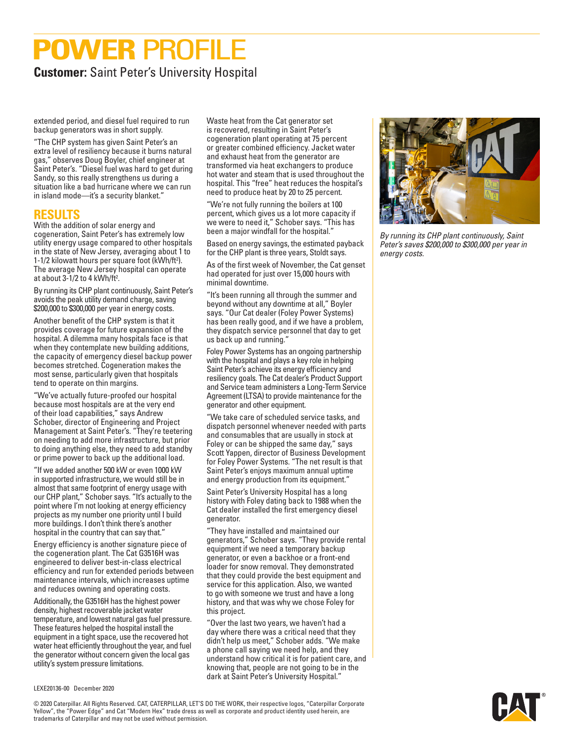# POWER PROFILE

**Customer:** Saint Peter's University Hospital

extended period, and diesel fuel required to run backup generators was in short supply.

"The CHP system has given Saint Peter's an extra level of resiliency because it burns natural gas," observes Doug Boyler, chief engineer at Saint Peter's. "Diesel fuel was hard to get during Sandy, so this really strengthens us during a situation like a bad hurricane where we can run in island mode—it's a security blanket."

## RESULTS

With the addition of solar energy and cogeneration, Saint Peter's has extremely low utility energy usage compared to other hospitals in the state of New Jersey, averaging about 1 to 1-1/2 kilowatt hours per square foot (kWh/ft$^2$). The average New Jersey hospital can operate at about 3-1/2 to 4 kWh/ft$^2$.

By running its CHP plant continuously, Saint Peter's avoids the peak utility demand charge, saving $200,000 to $300,000 per year in energy costs.

Another benefit of the CHP system is that it provides coverage for future expansion of the hospital. A dilemma many hospitals face is that when they contemplate new building additions, the capacity of emergency diesel backup power becomes stretched. Cogeneration makes the most sense, particularly given that hospitals tend to operate on thin margins.

"We've actually future-proofed our hospital because most hospitals are at the very end of their load capabilities," says Andrew Schober, director of Engineering and Project Management at Saint Peter's. "They're teetering on needing to add more infrastructure, but prior to doing anything else, they need to add standby or prime power to back up the additional load.

"If we added another 500 kW or even 1000 kW in supported infrastructure, we would still be in almost that same footprint of energy usage with our CHP plant," Schober says. "It's actually to the point where I'm not looking at energy efficiency projects as my number one priority until I build more buildings. I don't think there's another hospital in the country that can say that."

Energy efficiency is another signature piece of the cogeneration plant. The Cat G3516H was engineered to deliver best-in-class electrical efficiency and run for extended periods between maintenance intervals, which increases uptime and reduces owning and operating costs.

Additionally, the G3516H has the highest power density, highest recoverable jacket water temperature, and lowest natural gas fuel pressure. These features helped the hospital install the equipment in a tight space, use the recovered hot water heat efficiently throughout the year, and fuel the generator without concern given the local gas utility's system pressure limitations.

Waste heat from the Cat generator set is recovered, resulting in Saint Peter's cogeneration plant operating at 75 percent or greater combined efficiency. Jacket water and exhaust heat from the generator are transformed via heat exchangers to produce hot water and steam that is used throughout the hospital. This "free" heat reduces the hospital's need to produce heat by 20 to 25 percent.

"We're not fully running the boilers at 100 percent, which gives us a lot more capacity if we were to need it," Schober says. "This has been a major windfall for the hospital."

Based on energy savings, the estimated payback for the CHP plant is three years, Stoldt says.

As of the first week of November, the Cat genset had operated for just over 15,000 hours with minimal downtime.

"It's been running all through the summer and beyond without any downtime at all," Boyler says. "Our Cat dealer (Foley Power Systems) has been really good, and if we have a problem, they dispatch service personnel that day to get us back up and running."

Foley Power Systems has an ongoing partnership with the hospital and plays a key role in helping Saint Peter's achieve its energy efficiency and resiliency goals. The Cat dealer's Product Support and Service team administers a Long-Term Service Agreement (LTSA) to provide maintenance for the generator and other equipment.

"We take care of scheduled service tasks, and dispatch personnel whenever needed with parts and consumables that are usually in stock at Foley or can be shipped the same day," says Scott Yappen, director of Business Development for Foley Power Systems. "The net result is that Saint Peter's enjoys maximum annual uptime and energy production from its equipment."

Saint Peter's University Hospital has a long history with Foley dating back to 1988 when the Cat dealer installed the first emergency diesel generator.

"They have installed and maintained our generators," Schober says. "They provide rental equipment if we need a temporary backup generator, or even a backhoe or a front-end loader for snow removal. They demonstrated that they could provide the best equipment and service for this application. Also, we wanted to go with someone we trust and have a long history, and that was why we chose Foley for this project.

"Over the last two years, we haven't had a day where there was a critical need that they didn't help us meet," Schober adds. "We make a phone call saying we need help, and they understand how critical it is for patient care, and knowing that, people are not going to be in the dark at Saint Peter's University Hospital."

*By running its CHP plant continuously, Saint Peter's saves $200,000 to $300,000 per year in energy costs.*

LEXE20136-00 December 2020

© 2020 Caterpillar. All Rights Reserved. CAT, CATERPILLAR, LET'S DO THE WORK, their respective logos, "Caterpillar Corporate Yellow", the "Power Edge" and Cat "Modern Hex" trade dress as well as corporate and product identity used herein, are trademarks of Caterpillar and may not be used without permission.